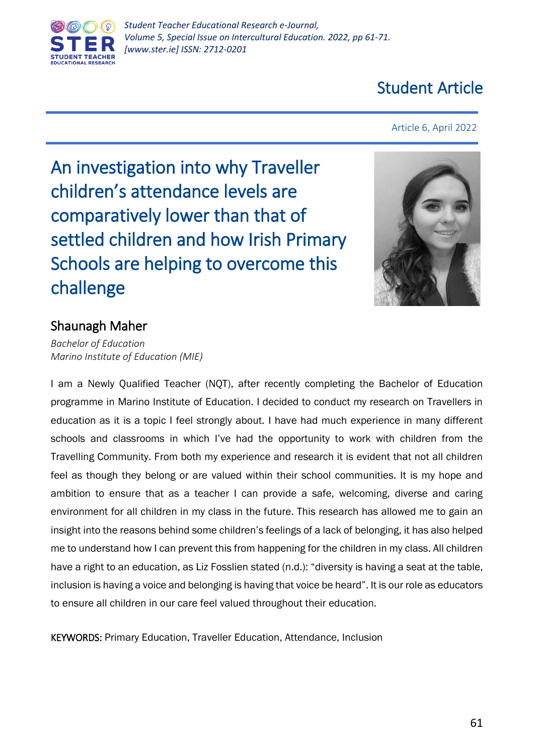Student Article

Article 6, April 2022

# An investigation into why Traveller children's attendance levels are comparatively lower than that of settled children and how Irish Primary Schools are helping to overcome this challenge

## Shaunagh Maher

*Bachelor of Education*
*Marino Institute of Education (MIE)*

I am a Newly Qualified Teacher (NQT), after recently completing the Bachelor of Education programme in Marino Institute of Education. I decided to conduct my research on Travellers in education as it is a topic I feel strongly about. I have had much experience in many different schools and classrooms in which I've had the opportunity to work with children from the Travelling Community. From both my experience and research it is evident that not all children feel as though they belong or are valued within their school communities. It is my hope and ambition to ensure that as a teacher I can provide a safe, welcoming, diverse and caring environment for all children in my class in the future. This research has allowed me to gain an insight into the reasons behind some children's feelings of a lack of belonging, it has also helped me to understand how I can prevent this from happening for the children in my class. All children have a right to an education, as Liz Fosslien stated (n.d.): "diversity is having a seat at the table, inclusion is having a voice and belonging is having that voice be heard". It is our role as educators to ensure all children in our care feel valued throughout their education.

KEYWORDS: Primary Education, Traveller Education, Attendance, Inclusion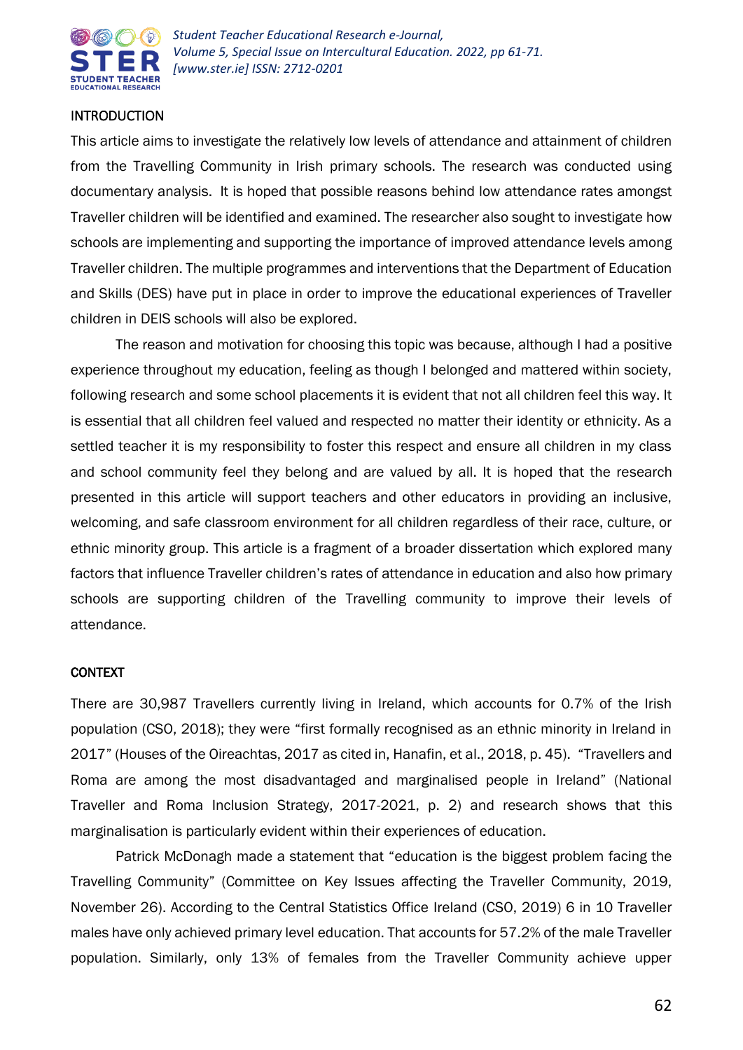## INTRODUCTION

This article aims to investigate the relatively low levels of attendance and attainment of children from the Travelling Community in Irish primary schools. The research was conducted using documentary analysis. It is hoped that possible reasons behind low attendance rates amongst Traveller children will be identified and examined. The researcher also sought to investigate how schools are implementing and supporting the importance of improved attendance levels among Traveller children. The multiple programmes and interventions that the Department of Education and Skills (DES) have put in place in order to improve the educational experiences of Traveller children in DEIS schools will also be explored.

The reason and motivation for choosing this topic was because, although I had a positive experience throughout my education, feeling as though I belonged and mattered within society, following research and some school placements it is evident that not all children feel this way. It is essential that all children feel valued and respected no matter their identity or ethnicity. As a settled teacher it is my responsibility to foster this respect and ensure all children in my class and school community feel they belong and are valued by all. It is hoped that the research presented in this article will support teachers and other educators in providing an inclusive, welcoming, and safe classroom environment for all children regardless of their race, culture, or ethnic minority group. This article is a fragment of a broader dissertation which explored many factors that influence Traveller children's rates of attendance in education and also how primary schools are supporting children of the Travelling community to improve their levels of attendance.

## CONTEXT

There are 30,987 Travellers currently living in Ireland, which accounts for 0.7% of the Irish population (CSO, 2018); they were "first formally recognised as an ethnic minority in Ireland in 2017" (Houses of the Oireachtas, 2017 as cited in, Hanafin, et al., 2018, p. 45). "Travellers and Roma are among the most disadvantaged and marginalised people in Ireland" (National Traveller and Roma Inclusion Strategy, 2017-2021, p. 2) and research shows that this marginalisation is particularly evident within their experiences of education.

Patrick McDonagh made a statement that "education is the biggest problem facing the Travelling Community" (Committee on Key Issues affecting the Traveller Community, 2019, November 26). According to the Central Statistics Office Ireland (CSO, 2019) 6 in 10 Traveller males have only achieved primary level education. That accounts for 57.2% of the male Traveller population. Similarly, only 13% of females from the Traveller Community achieve upper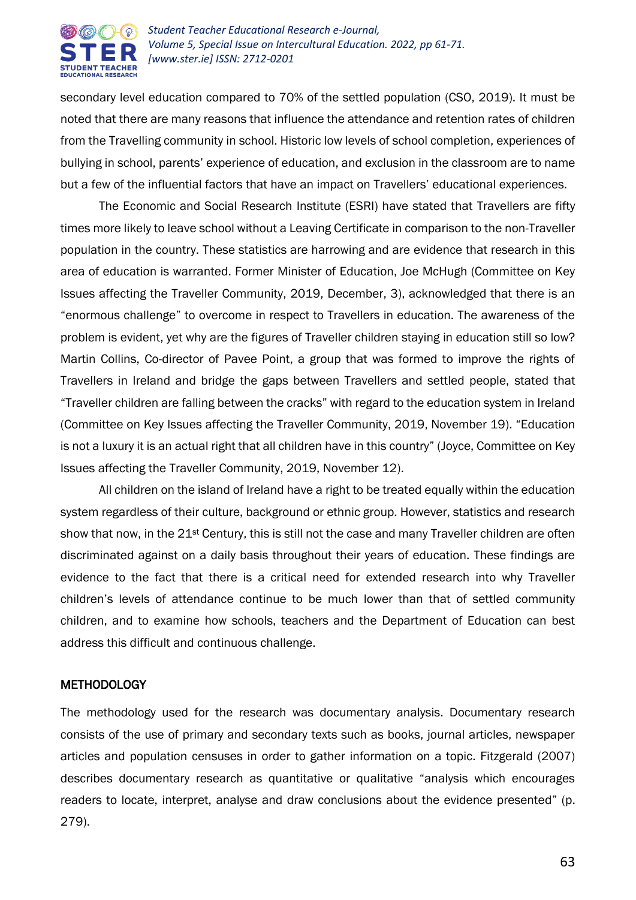secondary level education compared to 70% of the settled population (CSO, 2019). It must be noted that there are many reasons that influence the attendance and retention rates of children from the Travelling community in school. Historic low levels of school completion, experiences of bullying in school, parents' experience of education, and exclusion in the classroom are to name but a few of the influential factors that have an impact on Travellers' educational experiences.

The Economic and Social Research Institute (ESRI) have stated that Travellers are fifty times more likely to leave school without a Leaving Certificate in comparison to the non-Traveller population in the country. These statistics are harrowing and are evidence that research in this area of education is warranted. Former Minister of Education, Joe McHugh (Committee on Key Issues affecting the Traveller Community, 2019, December, 3), acknowledged that there is an "enormous challenge" to overcome in respect to Travellers in education. The awareness of the problem is evident, yet why are the figures of Traveller children staying in education still so low? Martin Collins, Co-director of Pavee Point, a group that was formed to improve the rights of Travellers in Ireland and bridge the gaps between Travellers and settled people, stated that "Traveller children are falling between the cracks" with regard to the education system in Ireland (Committee on Key Issues affecting the Traveller Community, 2019, November 19). "Education is not a luxury it is an actual right that all children have in this country" (Joyce, Committee on Key Issues affecting the Traveller Community, 2019, November 12).

All children on the island of Ireland have a right to be treated equally within the education system regardless of their culture, background or ethnic group. However, statistics and research show that now, in the 21st Century, this is still not the case and many Traveller children are often discriminated against on a daily basis throughout their years of education. These findings are evidence to the fact that there is a critical need for extended research into why Traveller children's levels of attendance continue to be much lower than that of settled community children, and to examine how schools, teachers and the Department of Education can best address this difficult and continuous challenge.

## METHODOLOGY

The methodology used for the research was documentary analysis. Documentary research consists of the use of primary and secondary texts such as books, journal articles, newspaper articles and population censuses in order to gather information on a topic. Fitzgerald (2007) describes documentary research as quantitative or qualitative "analysis which encourages readers to locate, interpret, analyse and draw conclusions about the evidence presented" (p. 279).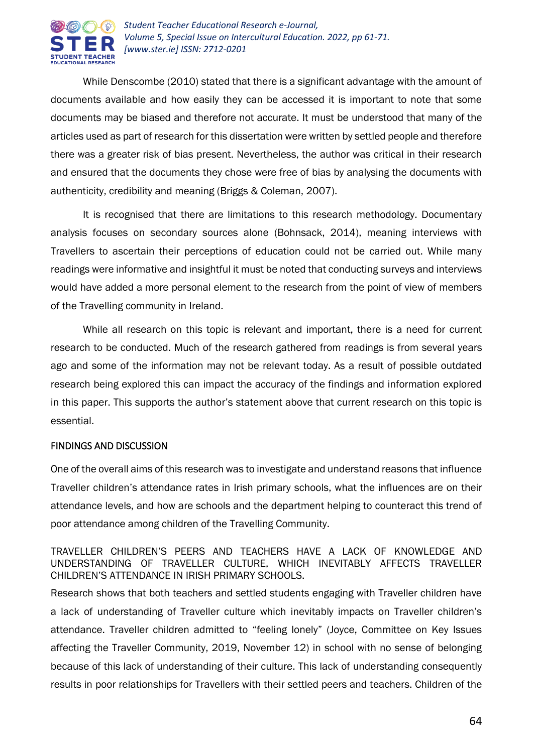While Denscombe (2010) stated that there is a significant advantage with the amount of documents available and how easily they can be accessed it is important to note that some documents may be biased and therefore not accurate. It must be understood that many of the articles used as part of research for this dissertation were written by settled people and therefore there was a greater risk of bias present. Nevertheless, the author was critical in their research and ensured that the documents they chose were free of bias by analysing the documents with authenticity, credibility and meaning (Briggs & Coleman, 2007).

It is recognised that there are limitations to this research methodology. Documentary analysis focuses on secondary sources alone (Bohnsack, 2014), meaning interviews with Travellers to ascertain their perceptions of education could not be carried out. While many readings were informative and insightful it must be noted that conducting surveys and interviews would have added a more personal element to the research from the point of view of members of the Travelling community in Ireland.

While all research on this topic is relevant and important, there is a need for current research to be conducted. Much of the research gathered from readings is from several years ago and some of the information may not be relevant today. As a result of possible outdated research being explored this can impact the accuracy of the findings and information explored in this paper. This supports the author's statement above that current research on this topic is essential.

## FINDINGS AND DISCUSSION

One of the overall aims of this research was to investigate and understand reasons that influence Traveller children's attendance rates in Irish primary schools, what the influences are on their attendance levels, and how are schools and the department helping to counteract this trend of poor attendance among children of the Travelling Community.

### TRAVELLER CHILDREN'S PEERS AND TEACHERS HAVE A LACK OF KNOWLEDGE AND UNDERSTANDING OF TRAVELLER CULTURE, WHICH INEVITABLY AFFECTS TRAVELLER CHILDREN'S ATTENDANCE IN IRISH PRIMARY SCHOOLS.

Research shows that both teachers and settled students engaging with Traveller children have a lack of understanding of Traveller culture which inevitably impacts on Traveller children's attendance. Traveller children admitted to "feeling lonely" (Joyce, Committee on Key Issues affecting the Traveller Community, 2019, November 12) in school with no sense of belonging because of this lack of understanding of their culture. This lack of understanding consequently results in poor relationships for Travellers with their settled peers and teachers. Children of the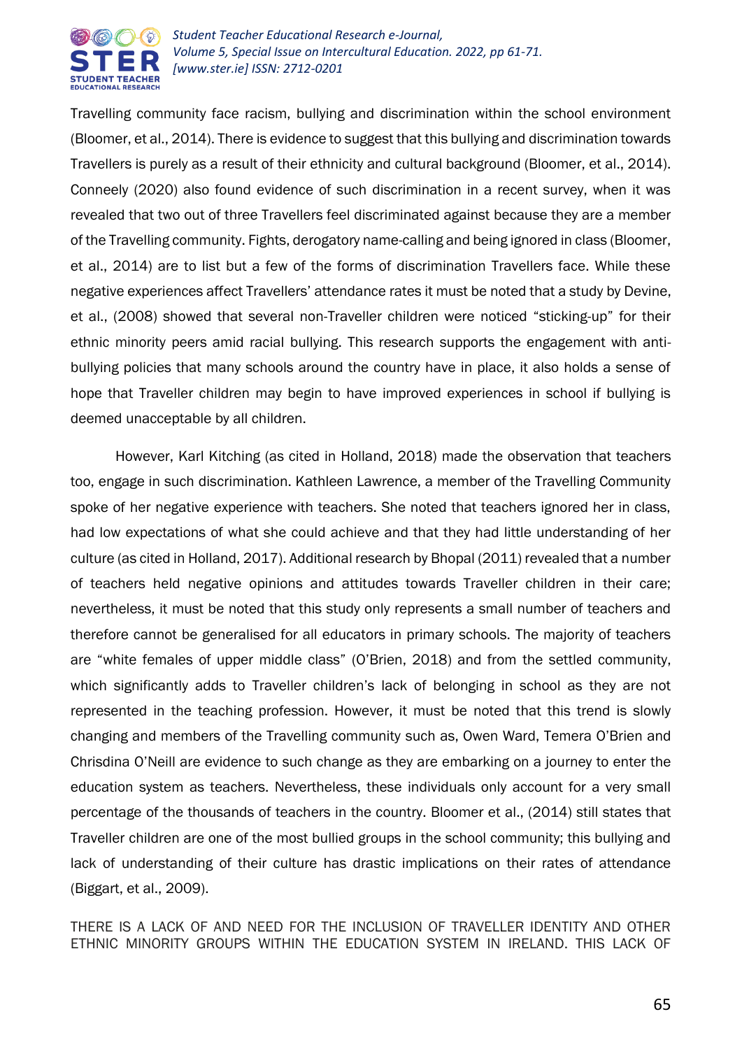Travelling community face racism, bullying and discrimination within the school environment (Bloomer, et al., 2014). There is evidence to suggest that this bullying and discrimination towards Travellers is purely as a result of their ethnicity and cultural background (Bloomer, et al., 2014). Conneely (2020) also found evidence of such discrimination in a recent survey, when it was revealed that two out of three Travellers feel discriminated against because they are a member of the Travelling community. Fights, derogatory name-calling and being ignored in class (Bloomer, et al., 2014) are to list but a few of the forms of discrimination Travellers face. While these negative experiences affect Travellers' attendance rates it must be noted that a study by Devine, et al., (2008) showed that several non-Traveller children were noticed "sticking-up" for their ethnic minority peers amid racial bullying. This research supports the engagement with anti-bullying policies that many schools around the country have in place, it also holds a sense of hope that Traveller children may begin to have improved experiences in school if bullying is deemed unacceptable by all children.

However, Karl Kitching (as cited in Holland, 2018) made the observation that teachers too, engage in such discrimination. Kathleen Lawrence, a member of the Travelling Community spoke of her negative experience with teachers. She noted that teachers ignored her in class, had low expectations of what she could achieve and that they had little understanding of her culture (as cited in Holland, 2017). Additional research by Bhopal (2011) revealed that a number of teachers held negative opinions and attitudes towards Traveller children in their care; nevertheless, it must be noted that this study only represents a small number of teachers and therefore cannot be generalised for all educators in primary schools. The majority of teachers are "white females of upper middle class" (O'Brien, 2018) and from the settled community, which significantly adds to Traveller children's lack of belonging in school as they are not represented in the teaching profession. However, it must be noted that this trend is slowly changing and members of the Travelling community such as, Owen Ward, Temera O'Brien and Chrisdina O'Neill are evidence to such change as they are embarking on a journey to enter the education system as teachers. Nevertheless, these individuals only account for a very small percentage of the thousands of teachers in the country. Bloomer et al., (2014) still states that Traveller children are one of the most bullied groups in the school community; this bullying and lack of understanding of their culture has drastic implications on their rates of attendance (Biggart, et al., 2009).

THERE IS A LACK OF AND NEED FOR THE INCLUSION OF TRAVELLER IDENTITY AND OTHER ETHNIC MINORITY GROUPS WITHIN THE EDUCATION SYSTEM IN IRELAND. THIS LACK OF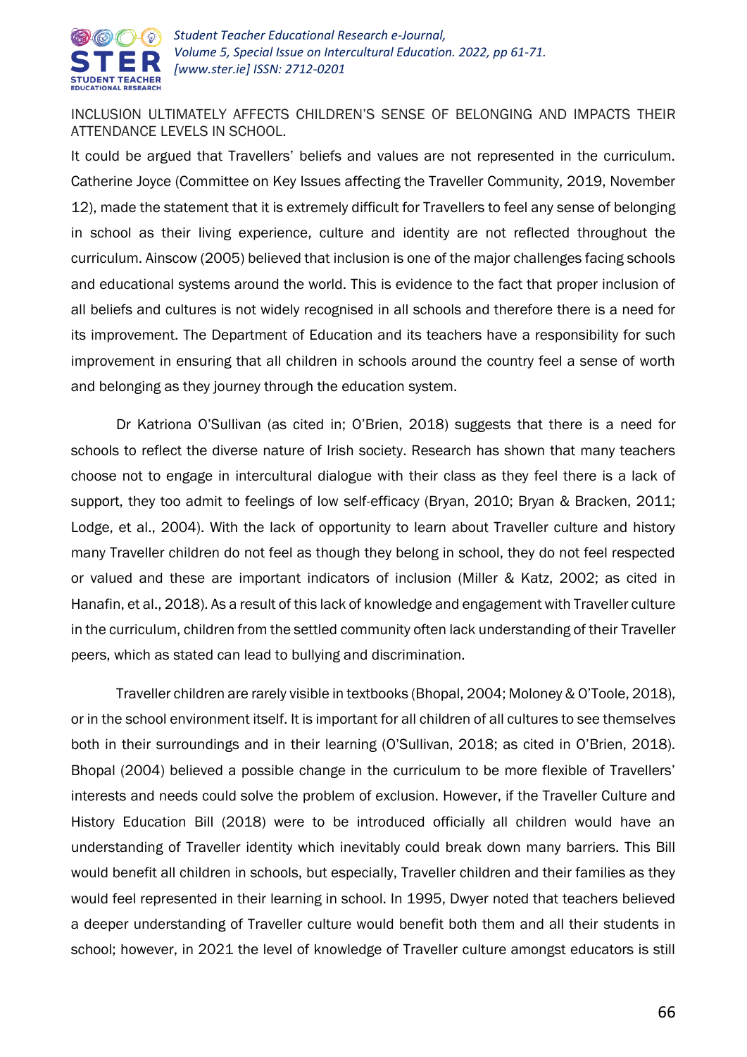INCLUSION ULTIMATELY AFFECTS CHILDREN'S SENSE OF BELONGING AND IMPACTS THEIR ATTENDANCE LEVELS IN SCHOOL.

It could be argued that Travellers' beliefs and values are not represented in the curriculum. Catherine Joyce (Committee on Key Issues affecting the Traveller Community, 2019, November 12), made the statement that it is extremely difficult for Travellers to feel any sense of belonging in school as their living experience, culture and identity are not reflected throughout the curriculum. Ainscow (2005) believed that inclusion is one of the major challenges facing schools and educational systems around the world. This is evidence to the fact that proper inclusion of all beliefs and cultures is not widely recognised in all schools and therefore there is a need for its improvement. The Department of Education and its teachers have a responsibility for such improvement in ensuring that all children in schools around the country feel a sense of worth and belonging as they journey through the education system.

Dr Katriona O'Sullivan (as cited in; O'Brien, 2018) suggests that there is a need for schools to reflect the diverse nature of Irish society. Research has shown that many teachers choose not to engage in intercultural dialogue with their class as they feel there is a lack of support, they too admit to feelings of low self-efficacy (Bryan, 2010; Bryan & Bracken, 2011; Lodge, et al., 2004). With the lack of opportunity to learn about Traveller culture and history many Traveller children do not feel as though they belong in school, they do not feel respected or valued and these are important indicators of inclusion (Miller & Katz, 2002; as cited in Hanafin, et al., 2018). As a result of this lack of knowledge and engagement with Traveller culture in the curriculum, children from the settled community often lack understanding of their Traveller peers, which as stated can lead to bullying and discrimination.

Traveller children are rarely visible in textbooks (Bhopal, 2004; Moloney & O'Toole, 2018), or in the school environment itself. It is important for all children of all cultures to see themselves both in their surroundings and in their learning (O'Sullivan, 2018; as cited in O'Brien, 2018). Bhopal (2004) believed a possible change in the curriculum to be more flexible of Travellers' interests and needs could solve the problem of exclusion. However, if the Traveller Culture and History Education Bill (2018) were to be introduced officially all children would have an understanding of Traveller identity which inevitably could break down many barriers. This Bill would benefit all children in schools, but especially, Traveller children and their families as they would feel represented in their learning in school. In 1995, Dwyer noted that teachers believed a deeper understanding of Traveller culture would benefit both them and all their students in school; however, in 2021 the level of knowledge of Traveller culture amongst educators is still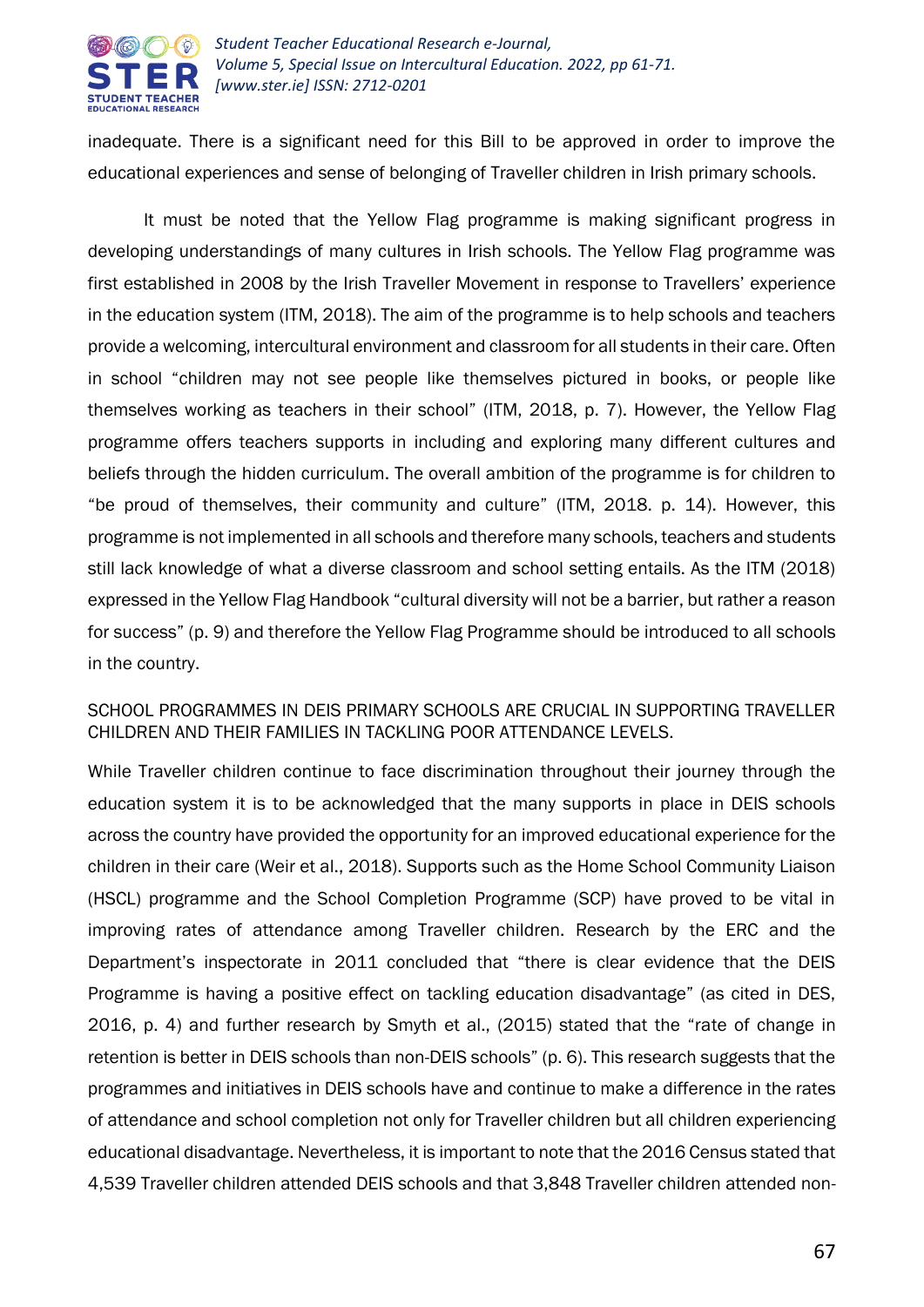inadequate. There is a significant need for this Bill to be approved in order to improve the educational experiences and sense of belonging of Traveller children in Irish primary schools.

It must be noted that the Yellow Flag programme is making significant progress in developing understandings of many cultures in Irish schools. The Yellow Flag programme was first established in 2008 by the Irish Traveller Movement in response to Travellers' experience in the education system (ITM, 2018). The aim of the programme is to help schools and teachers provide a welcoming, intercultural environment and classroom for all students in their care. Often in school "children may not see people like themselves pictured in books, or people like themselves working as teachers in their school" (ITM, 2018, p. 7). However, the Yellow Flag programme offers teachers supports in including and exploring many different cultures and beliefs through the hidden curriculum. The overall ambition of the programme is for children to "be proud of themselves, their community and culture" (ITM, 2018. p. 14). However, this programme is not implemented in all schools and therefore many schools, teachers and students still lack knowledge of what a diverse classroom and school setting entails. As the ITM (2018) expressed in the Yellow Flag Handbook "cultural diversity will not be a barrier, but rather a reason for success" (p. 9) and therefore the Yellow Flag Programme should be introduced to all schools in the country.

## SCHOOL PROGRAMMES IN DEIS PRIMARY SCHOOLS ARE CRUCIAL IN SUPPORTING TRAVELLER CHILDREN AND THEIR FAMILIES IN TACKLING POOR ATTENDANCE LEVELS.

While Traveller children continue to face discrimination throughout their journey through the education system it is to be acknowledged that the many supports in place in DEIS schools across the country have provided the opportunity for an improved educational experience for the children in their care (Weir et al., 2018). Supports such as the Home School Community Liaison (HSCL) programme and the School Completion Programme (SCP) have proved to be vital in improving rates of attendance among Traveller children. Research by the ERC and the Department's inspectorate in 2011 concluded that "there is clear evidence that the DEIS Programme is having a positive effect on tackling education disadvantage" (as cited in DES, 2016, p. 4) and further research by Smyth et al., (2015) stated that the "rate of change in retention is better in DEIS schools than non-DEIS schools" (p. 6). This research suggests that the programmes and initiatives in DEIS schools have and continue to make a difference in the rates of attendance and school completion not only for Traveller children but all children experiencing educational disadvantage. Nevertheless, it is important to note that the 2016 Census stated that 4,539 Traveller children attended DEIS schools and that 3,848 Traveller children attended non-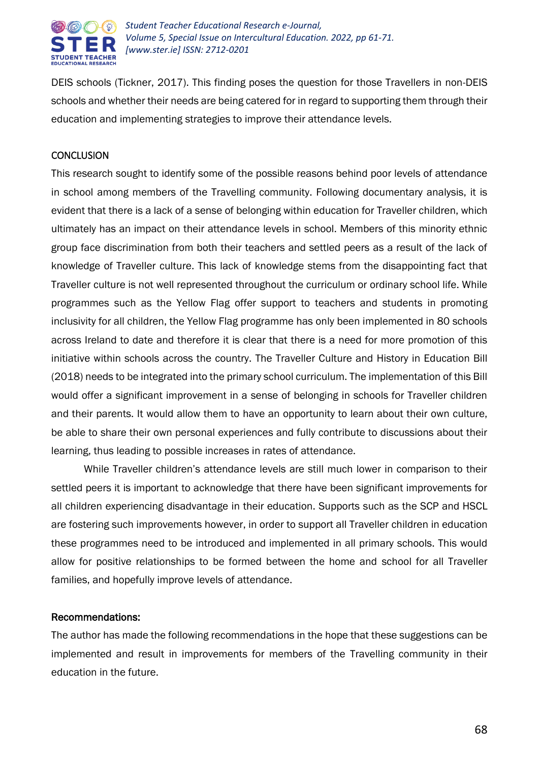DEIS schools (Tickner, 2017). This finding poses the question for those Travellers in non-DEIS schools and whether their needs are being catered for in regard to supporting them through their education and implementing strategies to improve their attendance levels.

## CONCLUSION

This research sought to identify some of the possible reasons behind poor levels of attendance in school among members of the Travelling community. Following documentary analysis, it is evident that there is a lack of a sense of belonging within education for Traveller children, which ultimately has an impact on their attendance levels in school. Members of this minority ethnic group face discrimination from both their teachers and settled peers as a result of the lack of knowledge of Traveller culture. This lack of knowledge stems from the disappointing fact that Traveller culture is not well represented throughout the curriculum or ordinary school life. While programmes such as the Yellow Flag offer support to teachers and students in promoting inclusivity for all children, the Yellow Flag programme has only been implemented in 80 schools across Ireland to date and therefore it is clear that there is a need for more promotion of this initiative within schools across the country. The Traveller Culture and History in Education Bill (2018) needs to be integrated into the primary school curriculum. The implementation of this Bill would offer a significant improvement in a sense of belonging in schools for Traveller children and their parents. It would allow them to have an opportunity to learn about their own culture, be able to share their own personal experiences and fully contribute to discussions about their learning, thus leading to possible increases in rates of attendance.

While Traveller children's attendance levels are still much lower in comparison to their settled peers it is important to acknowledge that there have been significant improvements for all children experiencing disadvantage in their education. Supports such as the SCP and HSCL are fostering such improvements however, in order to support all Traveller children in education these programmes need to be introduced and implemented in all primary schools. This would allow for positive relationships to be formed between the home and school for all Traveller families, and hopefully improve levels of attendance.

### Recommendations:

The author has made the following recommendations in the hope that these suggestions can be implemented and result in improvements for members of the Travelling community in their education in the future.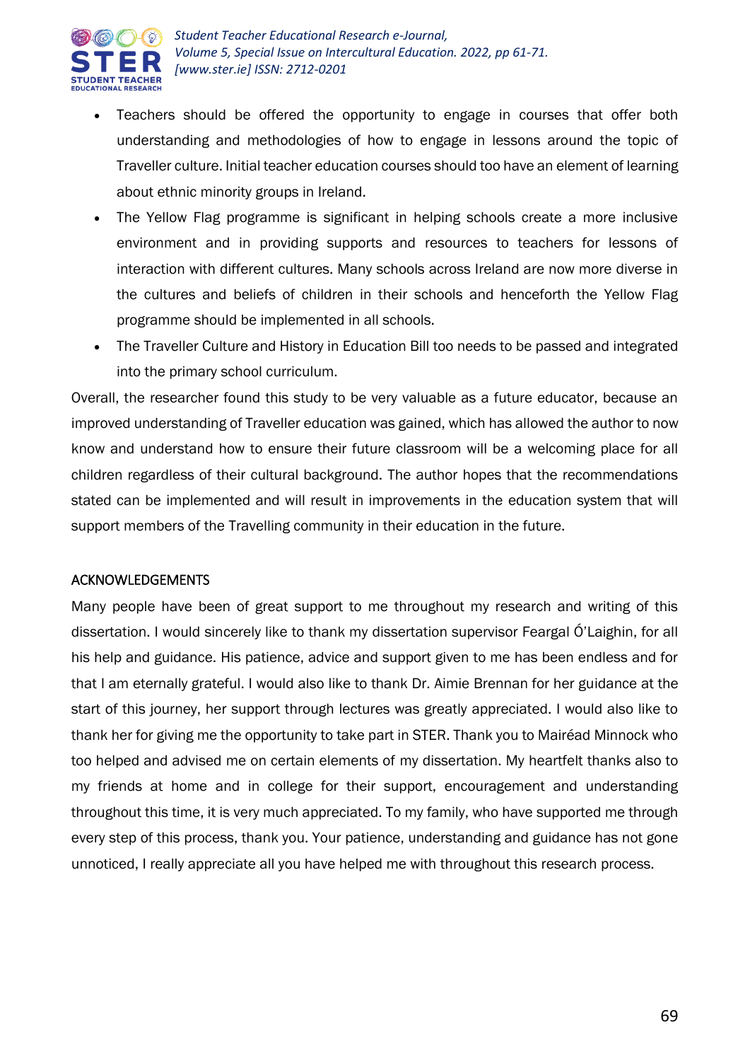- Teachers should be offered the opportunity to engage in courses that offer both understanding and methodologies of how to engage in lessons around the topic of Traveller culture. Initial teacher education courses should too have an element of learning about ethnic minority groups in Ireland.
- The Yellow Flag programme is significant in helping schools create a more inclusive environment and in providing supports and resources to teachers for lessons of interaction with different cultures. Many schools across Ireland are now more diverse in the cultures and beliefs of children in their schools and henceforth the Yellow Flag programme should be implemented in all schools.
- The Traveller Culture and History in Education Bill too needs to be passed and integrated into the primary school curriculum.

Overall, the researcher found this study to be very valuable as a future educator, because an improved understanding of Traveller education was gained, which has allowed the author to now know and understand how to ensure their future classroom will be a welcoming place for all children regardless of their cultural background. The author hopes that the recommendations stated can be implemented and will result in improvements in the education system that will support members of the Travelling community in their education in the future.

## ACKNOWLEDGEMENTS

Many people have been of great support to me throughout my research and writing of this dissertation. I would sincerely like to thank my dissertation supervisor Feargal Ó'Laighin, for all his help and guidance. His patience, advice and support given to me has been endless and for that I am eternally grateful. I would also like to thank Dr. Aimie Brennan for her guidance at the start of this journey, her support through lectures was greatly appreciated. I would also like to thank her for giving me the opportunity to take part in STER. Thank you to Mairéad Minnock who too helped and advised me on certain elements of my dissertation. My heartfelt thanks also to my friends at home and in college for their support, encouragement and understanding throughout this time, it is very much appreciated. To my family, who have supported me through every step of this process, thank you. Your patience, understanding and guidance has not gone unnoticed, I really appreciate all you have helped me with throughout this research process.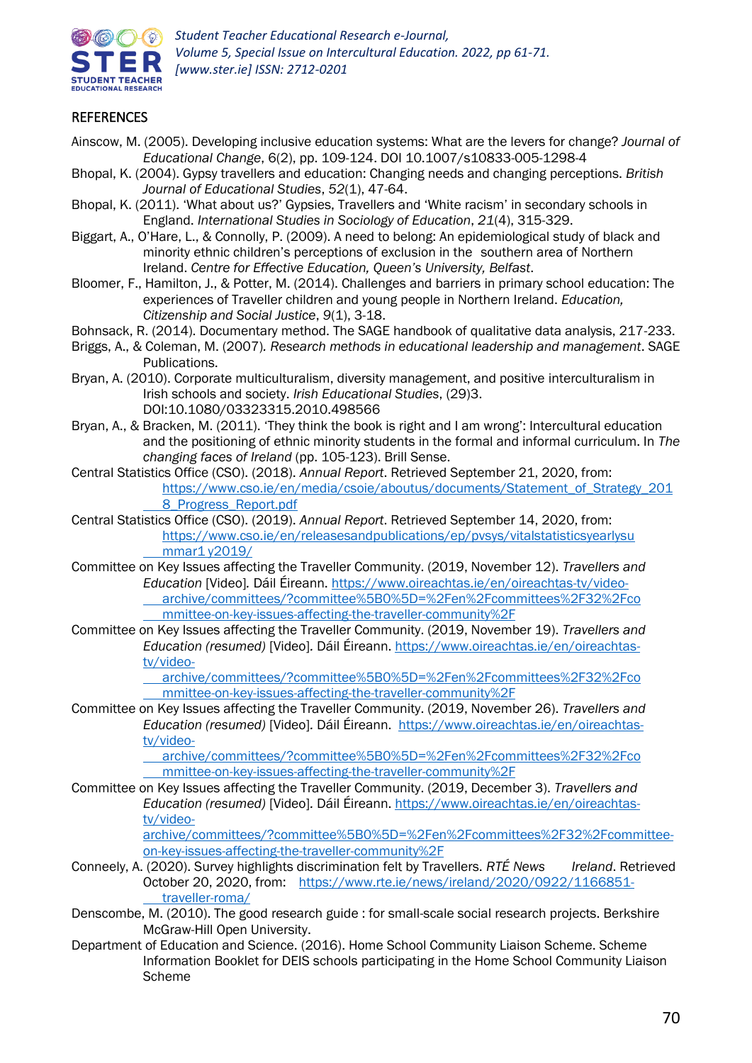## REFERENCES

Ainscow, M. (2005). Developing inclusive education systems: What are the levers for change? *Journal of Educational Change*, 6(2), pp. 109-124. DOI 10.1007/s10833-005-1298-4

Bhopal, K. (2004). Gypsy travellers and education: Changing needs and changing perceptions. *British Journal of Educational Studies*, *52*(1), 47-64.

Bhopal, K. (2011). 'What about us?' Gypsies, Travellers and 'White racism' in secondary schools in England. *International Studies in Sociology of Education*, *21*(4), 315-329.

Biggart, A., O'Hare, L., & Connolly, P. (2009). A need to belong: An epidemiological study of black and minority ethnic children's perceptions of exclusion in the southern area of Northern Ireland. *Centre for Effective Education, Queen's University, Belfast*.

Bloomer, F., Hamilton, J., & Potter, M. (2014). Challenges and barriers in primary school education: The experiences of Traveller children and young people in Northern Ireland. *Education, Citizenship and Social Justice*, *9*(1), 3-18.

Bohnsack, R. (2014). Documentary method. The SAGE handbook of qualitative data analysis, 217-233.

Briggs, A., & Coleman, M. (2007). *Research methods in educational leadership and management*. SAGE Publications.

Bryan, A. (2010). Corporate multiculturalism, diversity management, and positive interculturalism in Irish schools and society. *Irish Educational Studies*, (29)3. DOI:10.1080/03323315.2010.498566

Bryan, A., & Bracken, M. (2011). 'They think the book is right and I am wrong': Intercultural education and the positioning of ethnic minority students in the formal and informal curriculum. In *The changing faces of Ireland* (pp. 105-123). Brill Sense.

Central Statistics Office (CSO). (2018). *Annual Report*. Retrieved September 21, 2020, from: https://www.cso.ie/en/media/csoie/aboutus/documents/Statement_of_Strategy_2018_Progress_Report.pdf

Central Statistics Office (CSO). (2019). *Annual Report*. Retrieved September 14, 2020, from: https://www.cso.ie/en/releasesandpublications/ep/pvsys/vitalstatisticsyearlysummar1y2019/

Committee on Key Issues affecting the Traveller Community. (2019, November 12). *Travellers and Education* [Video]. Dáil Éireann. https://www.oireachtas.ie/en/oireachtas-tv/video-archive/committees/?committee%5B0%5D=%2Fen%2Fcommittees%2F32%2Fcommittee-on-key-issues-affecting-the-traveller-community%2F

Committee on Key Issues affecting the Traveller Community. (2019, November 19). *Travellers and Education (resumed)* [Video]. Dáil Éireann. https://www.oireachtas.ie/en/oireachtas-tv/video-archive/committees/?committee%5B0%5D=%2Fen%2Fcommittees%2F32%2Fcommittee-on-key-issues-affecting-the-traveller-community%2F

Committee on Key Issues affecting the Traveller Community. (2019, November 26). *Travellers and Education (resumed)* [Video]. Dáil Éireann. https://www.oireachtas.ie/en/oireachtas-tv/video-archive/committees/?committee%5B0%5D=%2Fen%2Fcommittees%2F32%2Fcommittee-on-key-issues-affecting-the-traveller-community%2F

Committee on Key Issues affecting the Traveller Community. (2019, December 3). *Travellers and Education (resumed)* [Video]. Dáil Éireann. https://www.oireachtas.ie/en/oireachtas-tv/video-archive/committees/?committee%5B0%5D=%2Fen%2Fcommittees%2F32%2Fcommittee-on-key-issues-affecting-the-traveller-community%2F

Conneely, A. (2020). Survey highlights discrimination felt by Travellers. *RTÉ News Ireland*. Retrieved October 20, 2020, from: https://www.rte.ie/news/ireland/2020/0922/1166851-traveller-roma/

Denscombe, M. (2010). The good research guide : for small-scale social research projects. Berkshire McGraw-Hill Open University.

Department of Education and Science. (2016). Home School Community Liaison Scheme. Scheme Information Booklet for DEIS schools participating in the Home School Community Liaison Scheme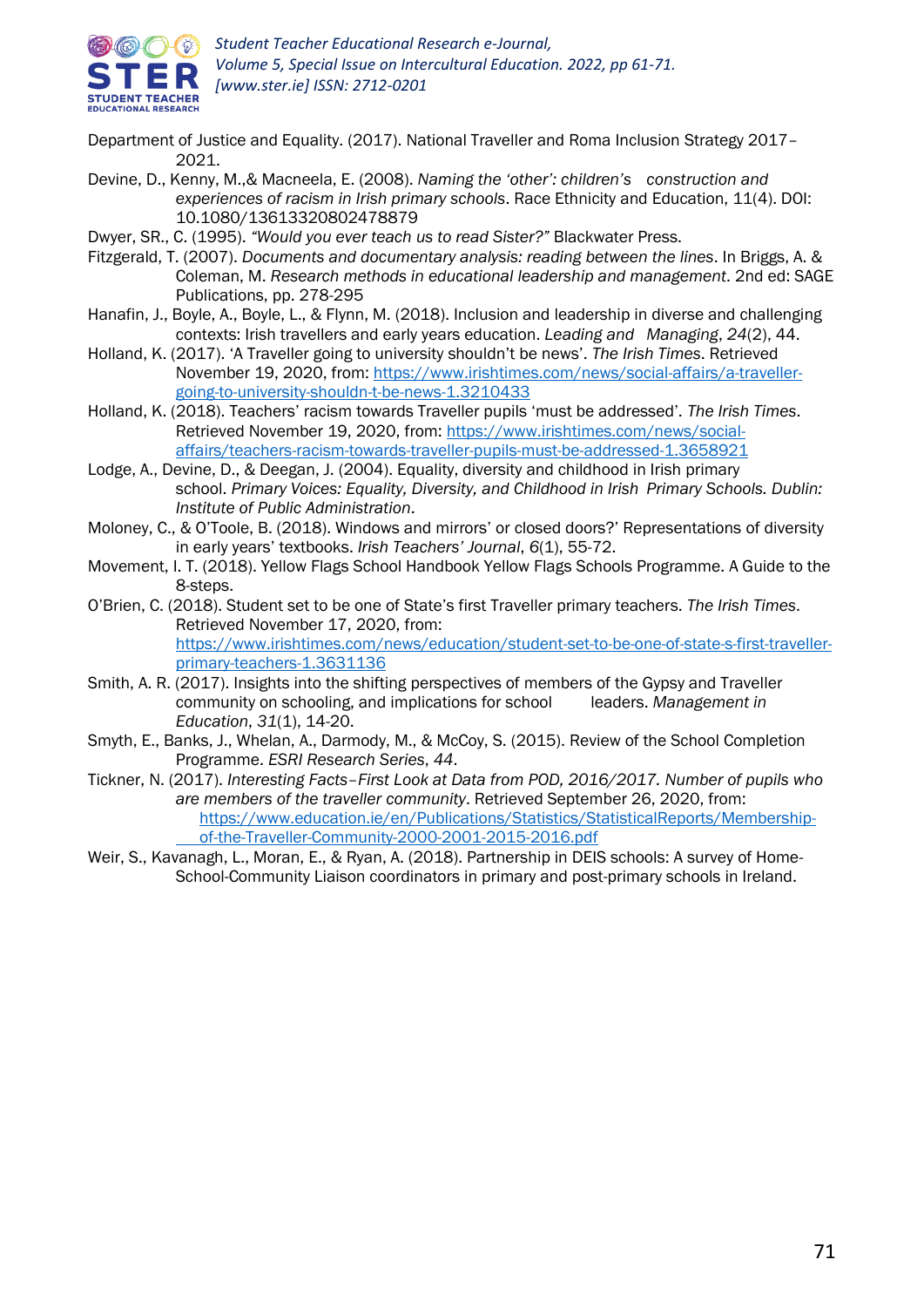Department of Justice and Equality. (2017). National Traveller and Roma Inclusion Strategy 2017–2021.

Devine, D., Kenny, M.,& Macneela, E. (2008). *Naming the 'other': children's construction and experiences of racism in Irish primary schools*. Race Ethnicity and Education, 11(4). DOI: 10.1080/13613320802478879

Dwyer, SR., C. (1995). *"Would you ever teach us to read Sister?"* Blackwater Press.

Fitzgerald, T. (2007). *Documents and documentary analysis: reading between the lines*. In Briggs, A. & Coleman, M. *Research methods in educational leadership and management*. 2nd ed: SAGE Publications, pp. 278-295

Hanafin, J., Boyle, A., Boyle, L., & Flynn, M. (2018). Inclusion and leadership in diverse and challenging contexts: Irish travellers and early years education. *Leading and Managing*, *24*(2), 44.

Holland, K. (2017). 'A Traveller going to university shouldn't be news'. *The Irish Times*. Retrieved November 19, 2020, from: https://www.irishtimes.com/news/social-affairs/a-traveller-going-to-university-shouldn-t-be-news-1.3210433

Holland, K. (2018). Teachers' racism towards Traveller pupils 'must be addressed'. *The Irish Times*. Retrieved November 19, 2020, from: https://www.irishtimes.com/news/social-affairs/teachers-racism-towards-traveller-pupils-must-be-addressed-1.3658921

Lodge, A., Devine, D., & Deegan, J. (2004). Equality, diversity and childhood in Irish primary school. *Primary Voices: Equality, Diversity, and Childhood in Irish Primary Schools. Dublin: Institute of Public Administration*.

Moloney, C., & O'Toole, B. (2018). Windows and mirrors' or closed doors?' Representations of diversity in early years' textbooks. *Irish Teachers' Journal*, *6*(1), 55-72.

Movement, I. T. (2018). Yellow Flags School Handbook Yellow Flags Schools Programme. A Guide to the 8-steps.

O'Brien, C. (2018). Student set to be one of State's first Traveller primary teachers. *The Irish Times*. Retrieved November 17, 2020, from: https://www.irishtimes.com/news/education/student-set-to-be-one-of-state-s-first-traveller-primary-teachers-1.3631136

Smith, A. R. (2017). Insights into the shifting perspectives of members of the Gypsy and Traveller community on schooling, and implications for school leaders. *Management in Education*, *31*(1), 14-20.

Smyth, E., Banks, J., Whelan, A., Darmody, M., & McCoy, S. (2015). Review of the School Completion Programme. *ESRI Research Series*, *44*.

Tickner, N. (2017). *Interesting Facts–First Look at Data from POD, 2016/2017. Number of pupils who are members of the traveller community*. Retrieved September 26, 2020, from: https://www.education.ie/en/Publications/Statistics/StatisticalReports/Membership-of-the-Traveller-Community-2000-2001-2015-2016.pdf

Weir, S., Kavanagh, L., Moran, E., & Ryan, A. (2018). Partnership in DEIS schools: A survey of Home-School-Community Liaison coordinators in primary and post-primary schools in Ireland.